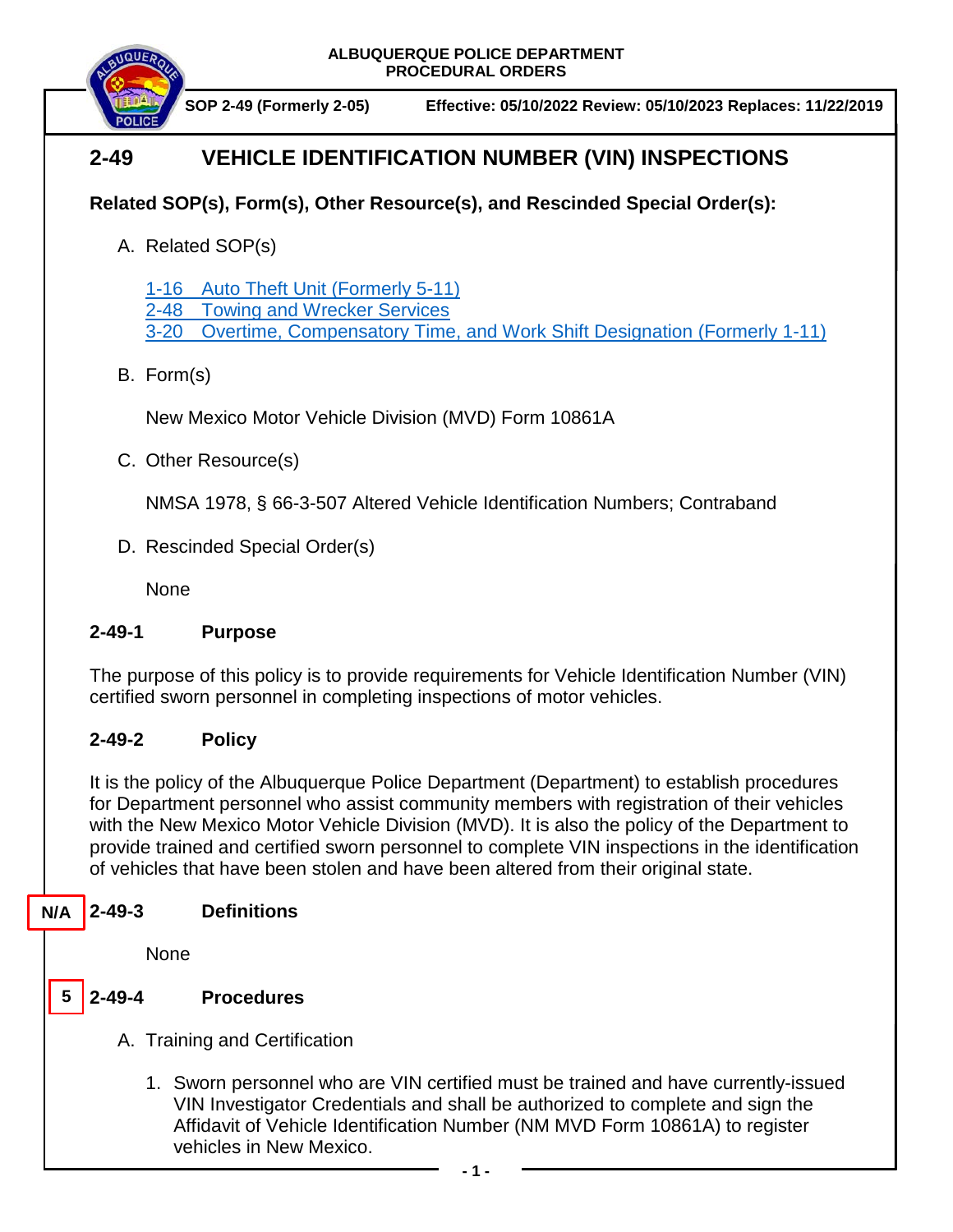ALBUQUERQUE POLICE DEPARTMENT
PROCEDURAL ORDERS

**SOP 2-49 (Formerly 2-05)** **Effective: 05/10/2022 Review: 05/10/2023 Replaces: 11/22/2019**

# 2-49 VEHICLE IDENTIFICATION NUMBER (VIN) INSPECTIONS

**Related SOP(s), Form(s), Other Resource(s), and Rescinded Special Order(s):**

A. Related SOP(s)

1-16 Auto Theft Unit (Formerly 5-11)
2-48 Towing and Wrecker Services
3-20 Overtime, Compensatory Time, and Work Shift Designation (Formerly 1-11)

B. Form(s)

New Mexico Motor Vehicle Division (MVD) Form 10861A

C. Other Resource(s)

NMSA 1978, § 66-3-507 Altered Vehicle Identification Numbers; Contraband

D. Rescinded Special Order(s)

None

## 2-49-1 Purpose

The purpose of this policy is to provide requirements for Vehicle Identification Number (VIN) certified sworn personnel in completing inspections of motor vehicles.

## 2-49-2 Policy

It is the policy of the Albuquerque Police Department (Department) to establish procedures for Department personnel who assist community members with registration of their vehicles with the New Mexico Motor Vehicle Division (MVD). It is also the policy of the Department to provide trained and certified sworn personnel to complete VIN inspections in the identification of vehicles that have been stolen and have been altered from their original state.

## N/A 2-49-3 Definitions

None

## 5 2-49-4 Procedures

A. Training and Certification

1. Sworn personnel who are VIN certified must be trained and have currently-issued VIN Investigator Credentials and shall be authorized to complete and sign the Affidavit of Vehicle Identification Number (NM MVD Form 10861A) to register vehicles in New Mexico.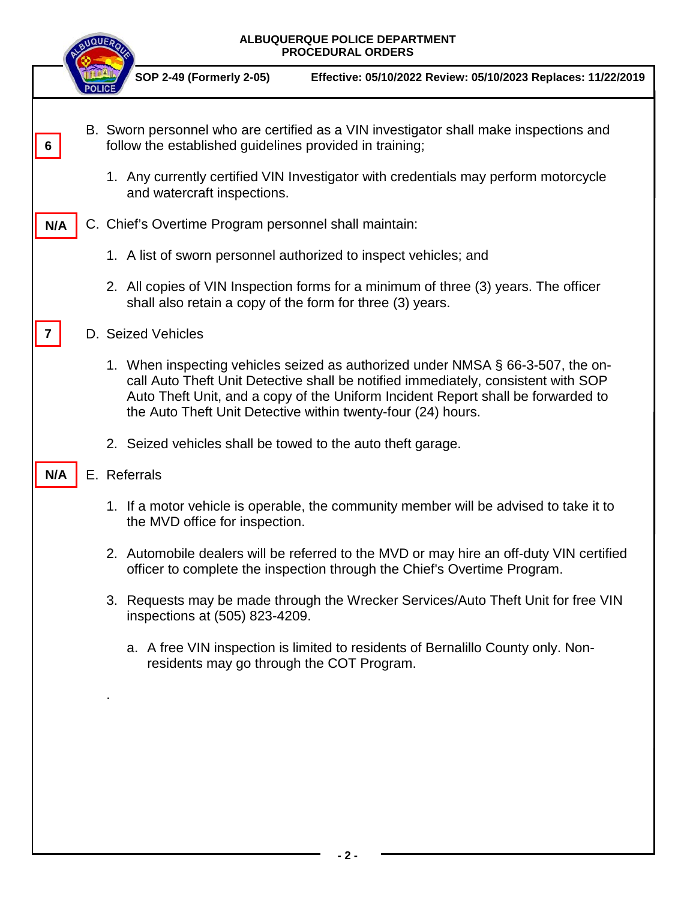6

B. Sworn personnel who are certified as a VIN investigator shall make inspections and follow the established guidelines provided in training;

1. Any currently certified VIN Investigator with credentials may perform motorcycle and watercraft inspections.

N/A

C. Chief's Overtime Program personnel shall maintain:

1. A list of sworn personnel authorized to inspect vehicles; and
2. All copies of VIN Inspection forms for a minimum of three (3) years. The officer shall also retain a copy of the form for three (3) years.

7

D. Seized Vehicles

1. When inspecting vehicles seized as authorized under NMSA § 66-3-507, the on-call Auto Theft Unit Detective shall be notified immediately, consistent with SOP Auto Theft Unit, and a copy of the Uniform Incident Report shall be forwarded to the Auto Theft Unit Detective within twenty-four (24) hours.
2. Seized vehicles shall be towed to the auto theft garage.

N/A

E. Referrals

1. If a motor vehicle is operable, the community member will be advised to take it to the MVD office for inspection.
2. Automobile dealers will be referred to the MVD or may hire an off-duty VIN certified officer to complete the inspection through the Chief's Overtime Program.
3. Requests may be made through the Wrecker Services/Auto Theft Unit for free VIN inspections at (505) 823-4209.
   a. A free VIN inspection is limited to residents of Bernalillo County only. Non-residents may go through the COT Program.

.